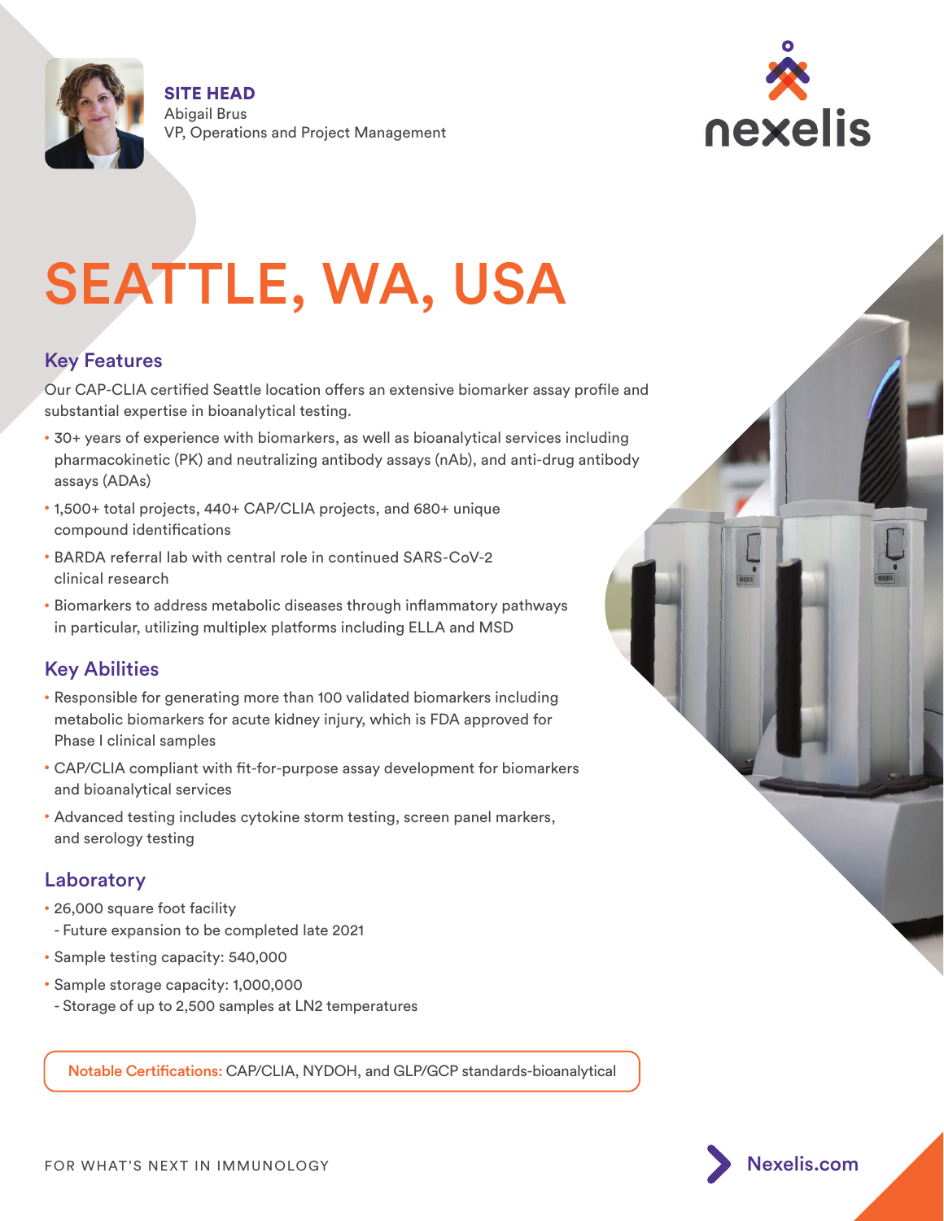**SITE HEAD**
Abigail Brus
VP, Operations and Project Management

nexelis

# SEATTLE, WA, USA

## Key Features

Our CAP-CLIA certified Seattle location offers an extensive biomarker assay profile and substantial expertise in bioanalytical testing.

- 30+ years of experience with biomarkers, as well as bioanalytical services including pharmacokinetic (PK) and neutralizing antibody assays (nAb), and anti-drug antibody assays (ADAs)
- 1,500+ total projects, 440+ CAP/CLIA projects, and 680+ unique compound identifications
- BARDA referral lab with central role in continued SARS-CoV-2 clinical research
- Biomarkers to address metabolic diseases through inflammatory pathways in particular, utilizing multiplex platforms including ELLA and MSD

## Key Abilities

- Responsible for generating more than 100 validated biomarkers including metabolic biomarkers for acute kidney injury, which is FDA approved for Phase I clinical samples
- CAP/CLIA compliant with fit-for-purpose assay development for biomarkers and bioanalytical services
- Advanced testing includes cytokine storm testing, screen panel markers, and serology testing

## Laboratory

- 26,000 square foot facility
  - Future expansion to be completed late 2021
- Sample testing capacity: 540,000
- Sample storage capacity: 1,000,000
  - Storage of up to 2,500 samples at LN2 temperatures

**Notable Certifications:** CAP/CLIA, NYDOH, and GLP/GCP standards-bioanalytical

FOR WHAT'S NEXT IN IMMUNOLOGY

Nexelis.com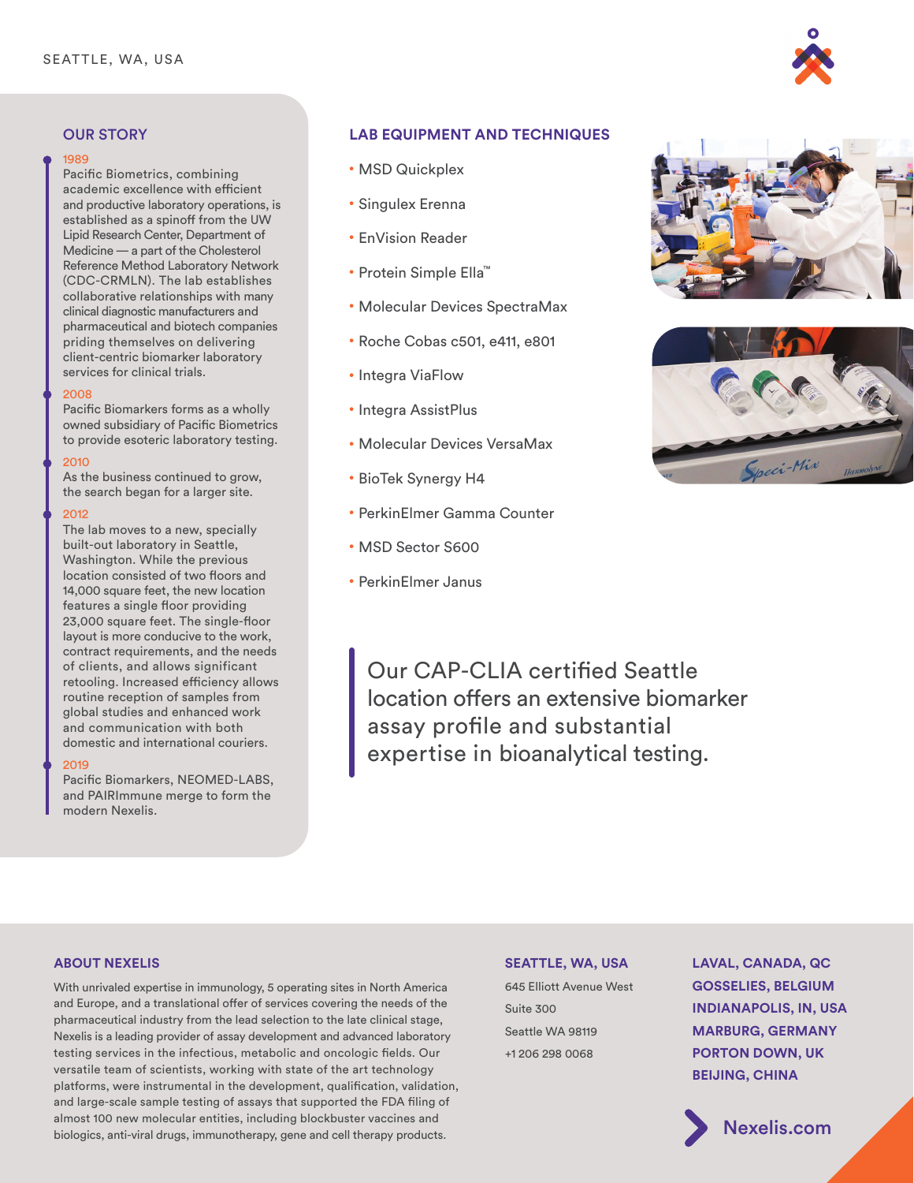SEATTLE, WA, USA

## OUR STORY

**1989**
Pacific Biometrics, combining academic excellence with efficient and productive laboratory operations, is established as a spinoff from the UW Lipid Research Center, Department of Medicine — a part of the Cholesterol Reference Method Laboratory Network (CDC-CRMLN). The lab establishes collaborative relationships with many clinical diagnostic manufacturers and pharmaceutical and biotech companies priding themselves on delivering client-centric biomarker laboratory services for clinical trials.

**2008**
Pacific Biomarkers forms as a wholly owned subsidiary of Pacific Biometrics to provide esoteric laboratory testing.

**2010**
As the business continued to grow, the search began for a larger site.

**2012**
The lab moves to a new, specially built-out laboratory in Seattle, Washington. While the previous location consisted of two floors and 14,000 square feet, the new location features a single floor providing 23,000 square feet. The single-floor layout is more conducive to the work, contract requirements, and the needs of clients, and allows significant retooling. Increased efficiency allows routine reception of samples from global studies and enhanced work and communication with both domestic and international couriers.

**2019**
Pacific Biomarkers, NEOMED-LABS, and PAIRImmune merge to form the modern Nexelis.

## LAB EQUIPMENT AND TECHNIQUES

- MSD Quickplex
- Singulex Erenna
- EnVision Reader
- Protein Simple Ella™
- Molecular Devices SpectraMax
- Roche Cobas c501, e411, e801
- Integra ViaFlow
- Integra AssistPlus
- Molecular Devices VersaMax
- BioTek Synergy H4
- PerkinElmer Gamma Counter
- MSD Sector S600
- PerkinElmer Janus

> Our CAP-CLIA certified Seattle location offers an extensive biomarker assay profile and substantial expertise in bioanalytical testing.

### ABOUT NEXELIS

With unrivaled expertise in immunology, 5 operating sites in North America and Europe, and a translational offer of services covering the needs of the pharmaceutical industry from the lead selection to the late clinical stage, Nexelis is a leading provider of assay development and advanced laboratory testing services in the infectious, metabolic and oncologic fields. Our versatile team of scientists, working with state of the art technology platforms, were instrumental in the development, qualification, validation, and large-scale sample testing of assays that supported the FDA filing of almost 100 new molecular entities, including blockbuster vaccines and biologics, anti-viral drugs, immunotherapy, gene and cell therapy products.

### SEATTLE, WA, USA

645 Elliott Avenue West
Suite 300
Seattle WA 98119
+1 206 298 0068

**LAVAL, CANADA, QC**
**GOSSELIES, BELGIUM**
**INDIANAPOLIS, IN, USA**
**MARBURG, GERMANY**
**PORTON DOWN, UK**
**BEIJING, CHINA**

Nexelis.com